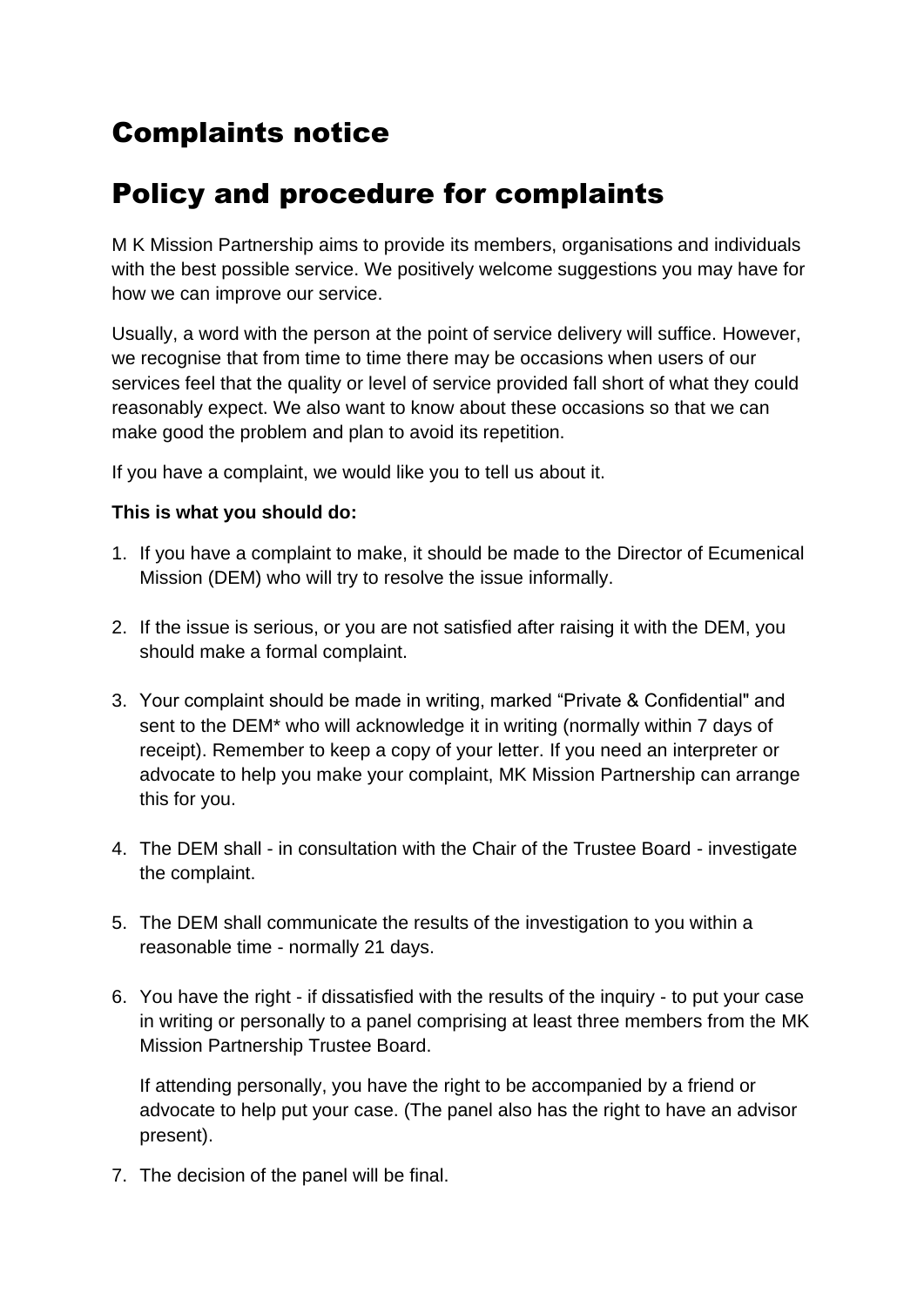# Complaints notice

# Policy and procedure for complaints

M K Mission Partnership aims to provide its members, organisations and individuals with the best possible service. We positively welcome suggestions you may have for how we can improve our service.

Usually, a word with the person at the point of service delivery will suffice. However, we recognise that from time to time there may be occasions when users of our services feel that the quality or level of service provided fall short of what they could reasonably expect. We also want to know about these occasions so that we can make good the problem and plan to avoid its repetition.

If you have a complaint, we would like you to tell us about it.

**This is what you should do:**

1. If you have a complaint to make, it should be made to the Director of Ecumenical Mission (DEM) who will try to resolve the issue informally.

2. If the issue is serious, or you are not satisfied after raising it with the DEM, you should make a formal complaint.

3. Your complaint should be made in writing, marked "Private & Confidential" and sent to the DEM* who will acknowledge it in writing (normally within 7 days of receipt). Remember to keep a copy of your letter. If you need an interpreter or advocate to help you make your complaint, MK Mission Partnership can arrange this for you.

4. The DEM shall - in consultation with the Chair of the Trustee Board - investigate the complaint.

5. The DEM shall communicate the results of the investigation to you within a reasonable time - normally 21 days.

6. You have the right - if dissatisfied with the results of the inquiry - to put your case in writing or personally to a panel comprising at least three members from the MK Mission Partnership Trustee Board.

   If attending personally, you have the right to be accompanied by a friend or advocate to help put your case. (The panel also has the right to have an advisor present).

7. The decision of the panel will be final.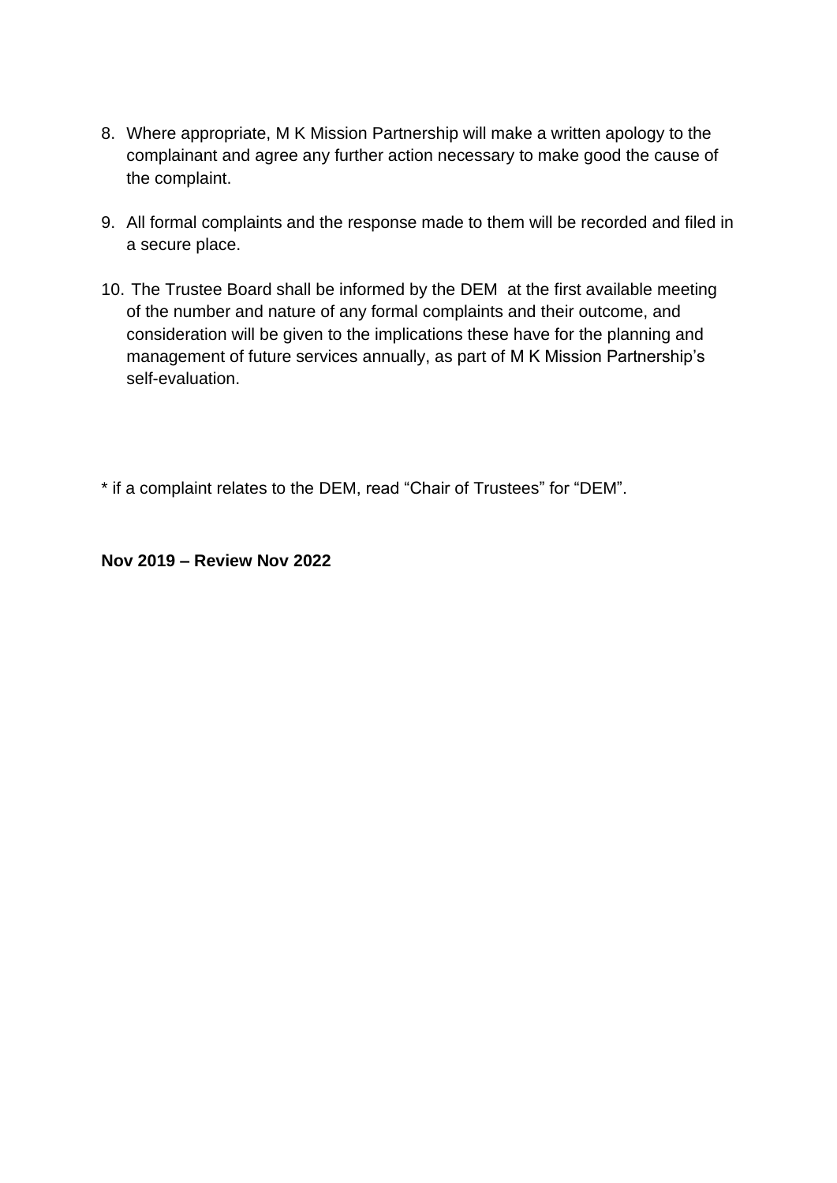8. Where appropriate, M K Mission Partnership will make a written apology to the complainant and agree any further action necessary to make good the cause of the complaint.

9. All formal complaints and the response made to them will be recorded and filed in a secure place.

10. The Trustee Board shall be informed by the DEM at the first available meeting of the number and nature of any formal complaints and their outcome, and consideration will be given to the implications these have for the planning and management of future services annually, as part of M K Mission Partnership's self-evaluation.

* if a complaint relates to the DEM, read "Chair of Trustees" for "DEM".

**Nov 2019 – Review Nov 2022**